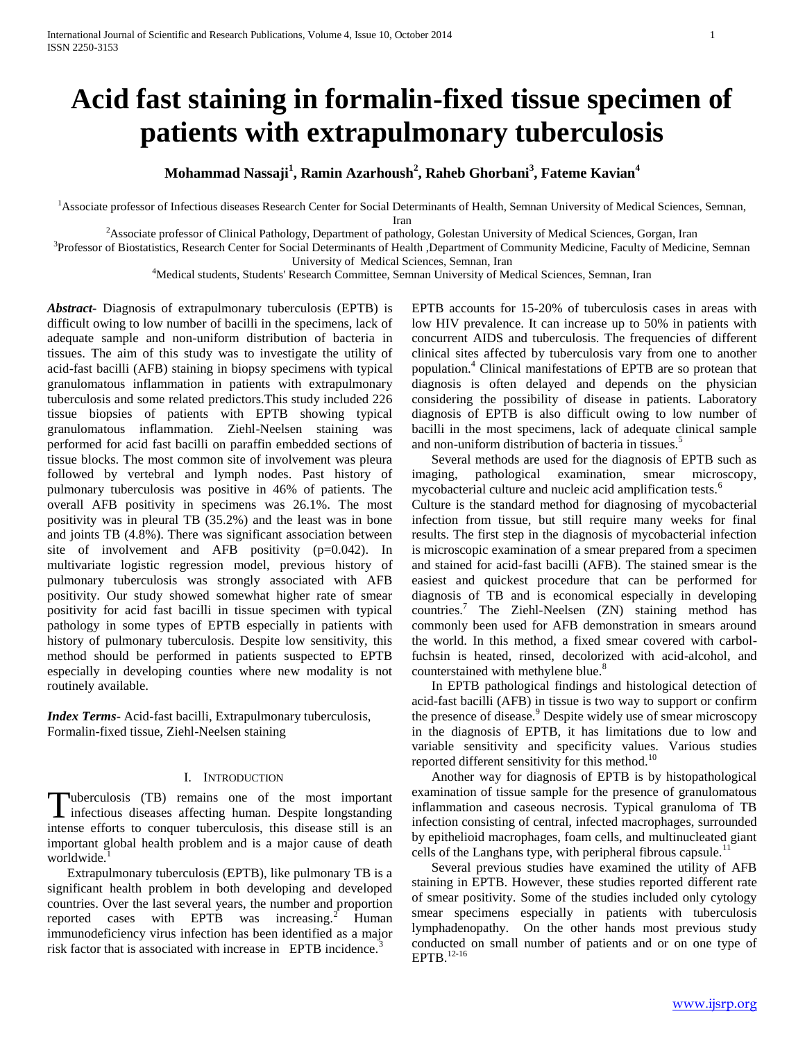# Acid fast staining in formalin-fixed tissue specimen of patients with extrapulmonary tuberculosis

**Mohammad Nassaji[1], Ramin Azarhoush[2], Raheb Ghorbani[3], Fateme Kavian[4]**

[1]Associate professor of Infectious diseases Research Center for Social Determinants of Health, Semnan University of Medical Sciences, Semnan, Iran

[2]Associate professor of Clinical Pathology, Department of pathology, Golestan University of Medical Sciences, Gorgan, Iran

[3]Professor of Biostatistics, Research Center for Social Determinants of Health ,Department of Community Medicine, Faculty of Medicine, Semnan University of Medical Sciences, Semnan, Iran

[4]Medical students, Students' Research Committee, Semnan University of Medical Sciences, Semnan, Iran

***Abstract***- Diagnosis of extrapulmonary tuberculosis (EPTB) is difficult owing to low number of bacilli in the specimens, lack of adequate sample and non-uniform distribution of bacteria in tissues. The aim of this study was to investigate the utility of acid-fast bacilli (AFB) staining in biopsy specimens with typical granulomatous inflammation in patients with extrapulmonary tuberculosis and some related predictors.This study included 226 tissue biopsies of patients with EPTB showing typical granulomatous inflammation. Ziehl-Neelsen staining was performed for acid fast bacilli on paraffin embedded sections of tissue blocks. The most common site of involvement was pleura followed by vertebral and lymph nodes. Past history of pulmonary tuberculosis was positive in 46% of patients. The overall AFB positivity in specimens was 26.1%. The most positivity was in pleural TB (35.2%) and the least was in bone and joints TB (4.8%). There was significant association between site of involvement and AFB positivity (p=0.042). In multivariate logistic regression model, previous history of pulmonary tuberculosis was strongly associated with AFB positivity. Our study showed somewhat higher rate of smear positivity for acid fast bacilli in tissue specimen with typical pathology in some types of EPTB especially in patients with history of pulmonary tuberculosis. Despite low sensitivity, this method should be performed in patients suspected to EPTB especially in developing counties where new modality is not routinely available.

***Index Terms***- Acid-fast bacilli, Extrapulmonary tuberculosis, Formalin-fixed tissue, Ziehl-Neelsen staining

## I. Introduction

Tuberculosis (TB) remains one of the most important infectious diseases affecting human. Despite longstanding intense efforts to conquer tuberculosis, this disease still is an important global health problem and is a major cause of death worldwide.[1]

Extrapulmonary tuberculosis (EPTB), like pulmonary TB is a significant health problem in both developing and developed countries. Over the last several years, the number and proportion reported cases with EPTB was increasing.[2] Human immunodeficiency virus infection has been identified as a major risk factor that is associated with increase in EPTB incidence.[3]

EPTB accounts for 15-20% of tuberculosis cases in areas with low HIV prevalence. It can increase up to 50% in patients with concurrent AIDS and tuberculosis. The frequencies of different clinical sites affected by tuberculosis vary from one to another population.[4] Clinical manifestations of EPTB are so protean that diagnosis is often delayed and depends on the physician considering the possibility of disease in patients. Laboratory diagnosis of EPTB is also difficult owing to low number of bacilli in the most specimens, lack of adequate clinical sample and non-uniform distribution of bacteria in tissues.[5]

Several methods are used for the diagnosis of EPTB such as imaging, pathological examination, smear microscopy, mycobacterial culture and nucleic acid amplification tests.[6] Culture is the standard method for diagnosing of mycobacterial infection from tissue, but still require many weeks for final results. The first step in the diagnosis of mycobacterial infection is microscopic examination of a smear prepared from a specimen and stained for acid-fast bacilli (AFB). The stained smear is the easiest and quickest procedure that can be performed for diagnosis of TB and is economical especially in developing countries.[7] The Ziehl-Neelsen (ZN) staining method has commonly been used for AFB demonstration in smears around the world. In this method, a fixed smear covered with carbol-fuchsin is heated, rinsed, decolorized with acid-alcohol, and counterstained with methylene blue.[8]

In EPTB pathological findings and histological detection of acid-fast bacilli (AFB) in tissue is two way to support or confirm the presence of disease.[9] Despite widely use of smear microscopy in the diagnosis of EPTB, it has limitations due to low and variable sensitivity and specificity values. Various studies reported different sensitivity for this method.[10]

Another way for diagnosis of EPTB is by histopathological examination of tissue sample for the presence of granulomatous inflammation and caseous necrosis. Typical granuloma of TB infection consisting of central, infected macrophages, surrounded by epithelioid macrophages, foam cells, and multinucleated giant cells of the Langhans type, with peripheral fibrous capsule.[11]

Several previous studies have examined the utility of AFB staining in EPTB. However, these studies reported different rate of smear positivity. Some of the studies included only cytology smear specimens especially in patients with tuberculosis lymphadenopathy. On the other hands most previous study conducted on small number of patients and or on one type of EPTB.[12-16]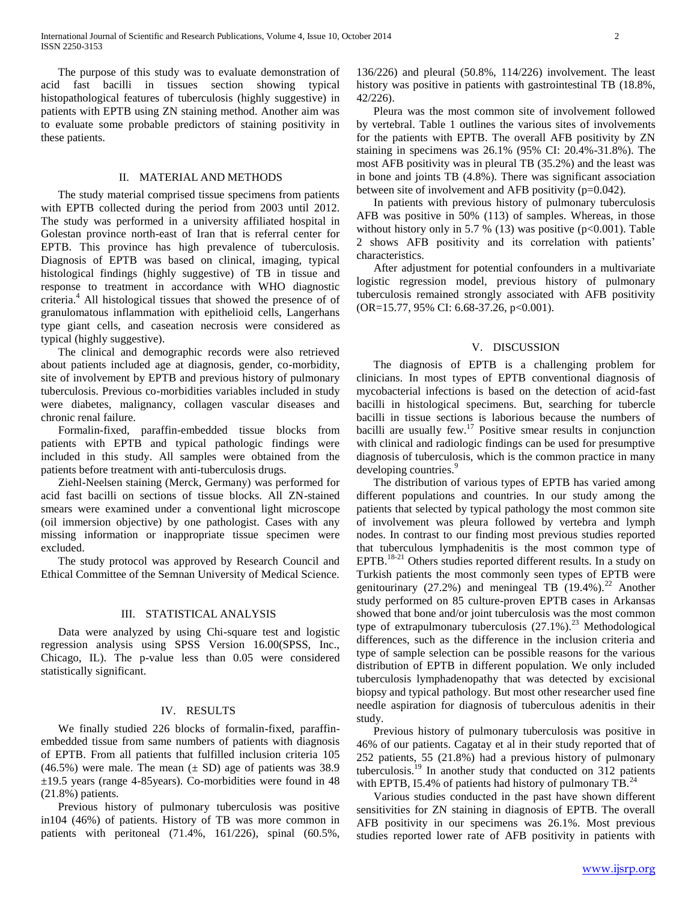The purpose of this study was to evaluate demonstration of acid fast bacilli in tissues section showing typical histopathological features of tuberculosis (highly suggestive) in patients with EPTB using ZN staining method. Another aim was to evaluate some probable predictors of staining positivity in these patients.

## II. Material and Methods

The study material comprised tissue specimens from patients with EPTB collected during the period from 2003 until 2012. The study was performed in a university affiliated hospital in Golestan province north-east of Iran that is referral center for EPTB. This province has high prevalence of tuberculosis. Diagnosis of EPTB was based on clinical, imaging, typical histological findings (highly suggestive) of TB in tissue and response to treatment in accordance with WHO diagnostic criteria.[4] All histological tissues that showed the presence of of granulomatous inflammation with epithelioid cells, Langerhans type giant cells, and caseation necrosis were considered as typical (highly suggestive).

The clinical and demographic records were also retrieved about patients included age at diagnosis, gender, co-morbidity, site of involvement by EPTB and previous history of pulmonary tuberculosis. Previous co-morbidities variables included in study were diabetes, malignancy, collagen vascular diseases and chronic renal failure.

Formalin-fixed, paraffin-embedded tissue blocks from patients with EPTB and typical pathologic findings were included in this study. All samples were obtained from the patients before treatment with anti-tuberculosis drugs.

Ziehl-Neelsen staining (Merck, Germany) was performed for acid fast bacilli on sections of tissue blocks. All ZN-stained smears were examined under a conventional light microscope (oil immersion objective) by one pathologist. Cases with any missing information or inappropriate tissue specimen were excluded.

The study protocol was approved by Research Council and Ethical Committee of the Semnan University of Medical Science.

## III. Statistical Analysis

Data were analyzed by using Chi-square test and logistic regression analysis using SPSS Version 16.00(SPSS, Inc., Chicago, IL). The p-value less than 0.05 were considered statistically significant.

## IV. Results

We finally studied 226 blocks of formalin-fixed, paraffin-embedded tissue from same numbers of patients with diagnosis of EPTB. From all patients that fulfilled inclusion criteria 105 (46.5%) were male. The mean (± SD) age of patients was 38.9 ±19.5 years (range 4-85years). Co-morbidities were found in 48 (21.8%) patients.

Previous history of pulmonary tuberculosis was positive in104 (46%) of patients. History of TB was more common in patients with peritoneal (71.4%, 161/226), spinal (60.5%, 136/226) and pleural (50.8%, 114/226) involvement. The least history was positive in patients with gastrointestinal TB (18.8%, 42/226).

Pleura was the most common site of involvement followed by vertebral. Table 1 outlines the various sites of involvements for the patients with EPTB. The overall AFB positivity by ZN staining in specimens was 26.1% (95% CI: 20.4%-31.8%). The most AFB positivity was in pleural TB (35.2%) and the least was in bone and joints TB (4.8%). There was significant association between site of involvement and AFB positivity ($p=0.042$).

In patients with previous history of pulmonary tuberculosis AFB was positive in 50% (113) of samples. Whereas, in those without history only in 5.7 % (13) was positive ($p<0.001$). Table 2 shows AFB positivity and its correlation with patients' characteristics.

After adjustment for potential confounders in a multivariate logistic regression model, previous history of pulmonary tuberculosis remained strongly associated with AFB positivity (OR=15.77, 95% CI: 6.68-37.26, $p<0.001$).

## V. Discussion

The diagnosis of EPTB is a challenging problem for clinicians. In most types of EPTB conventional diagnosis of mycobacterial infections is based on the detection of acid-fast bacilli in histological specimens. But, searching for tubercle bacilli in tissue sections is laborious because the numbers of bacilli are usually few.[17] Positive smear results in conjunction with clinical and radiologic findings can be used for presumptive diagnosis of tuberculosis, which is the common practice in many developing countries.[9]

The distribution of various types of EPTB has varied among different populations and countries. In our study among the patients that selected by typical pathology the most common site of involvement was pleura followed by vertebra and lymph nodes. In contrast to our finding most previous studies reported that tuberculous lymphadenitis is the most common type of EPTB.[18-21] Others studies reported different results. In a study on Turkish patients the most commonly seen types of EPTB were genitourinary (27.2%) and meningeal TB (19.4%).[22] Another study performed on 85 culture-proven EPTB cases in Arkansas showed that bone and/or joint tuberculosis was the most common type of extrapulmonary tuberculosis (27.1%).[23] Methodological differences, such as the difference in the inclusion criteria and type of sample selection can be possible reasons for the various distribution of EPTB in different population. We only included tuberculosis lymphadenopathy that was detected by excisional biopsy and typical pathology. But most other researcher used fine needle aspiration for diagnosis of tuberculous adenitis in their study.

Previous history of pulmonary tuberculosis was positive in 46% of our patients. Cagatay et al in their study reported that of 252 patients, 55 (21.8%) had a previous history of pulmonary tuberculosis.[19] In another study that conducted on 312 patients with EPTB, I5.4% of patients had history of pulmonary TB.[24]

Various studies conducted in the past have shown different sensitivities for ZN staining in diagnosis of EPTB. The overall AFB positivity in our specimens was 26.1%. Most previous studies reported lower rate of AFB positivity in patients with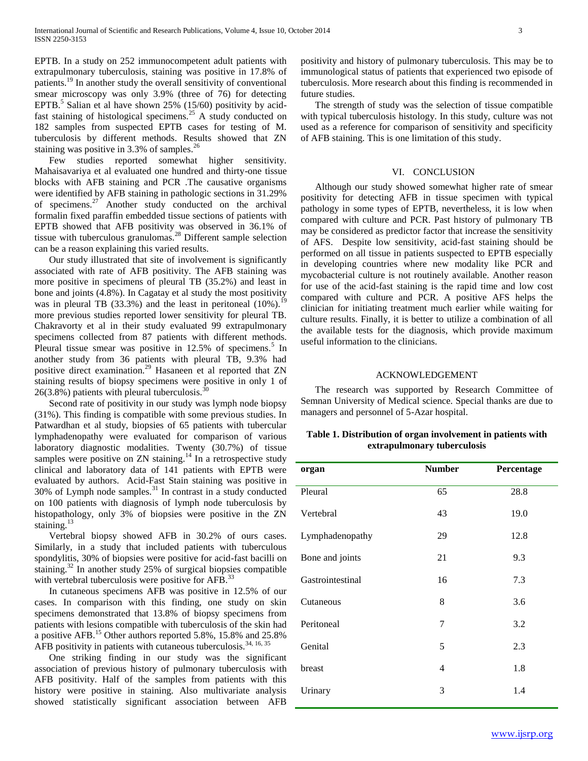EPTB. In a study on 252 immunocompetent adult patients with extrapulmonary tuberculosis, staining was positive in 17.8% of patients.[19] In another study the overall sensitivity of conventional smear microscopy was only 3.9% (three of 76) for detecting EPTB.[5] Salian et al have shown 25% (15/60) positivity by acid-fast staining of histological specimens.[25] A study conducted on 182 samples from suspected EPTB cases for testing of M. tuberculosis by different methods. Results showed that ZN staining was positive in 3.3% of samples.[26]

Few studies reported somewhat higher sensitivity. Mahaisavariya et al evaluated one hundred and thirty-one tissue blocks with AFB staining and PCR .The causative organisms were identified by AFB staining in pathologic sections in 31.29% of specimens.[27] Another study conducted on the archival formalin fixed paraffin embedded tissue sections of patients with EPTB showed that AFB positivity was observed in 36.1% of tissue with tuberculous granulomas.[28] Different sample selection can be a reason explaining this varied results.

Our study illustrated that site of involvement is significantly associated with rate of AFB positivity. The AFB staining was more positive in specimens of pleural TB (35.2%) and least in bone and joints (4.8%). In Cagatay et al study the most positivity was in pleural TB (33.3%) and the least in peritoneal (10%).[19] more previous studies reported lower sensitivity for pleural TB. Chakravorty et al in their study evaluated 99 extrapulmonary specimens collected from 87 patients with different methods. Pleural tissue smear was positive in 12.5% of specimens.[5] In another study from 36 patients with pleural TB, 9.3% had positive direct examination.[29] Hasaneen et al reported that ZN staining results of biopsy specimens were positive in only 1 of 26(3.8%) patients with pleural tuberculosis.[30]

Second rate of positivity in our study was lymph node biopsy (31%). This finding is compatible with some previous studies. In Patwardhan et al study, biopsies of 65 patients with tubercular lymphadenopathy were evaluated for comparison of various laboratory diagnostic modalities. Twenty (30.7%) of tissue samples were positive on ZN staining.[14] In a retrospective study clinical and laboratory data of 141 patients with EPTB were evaluated by authors. Acid-Fast Stain staining was positive in 30% of Lymph node samples.[31] In contrast in a study conducted on 100 patients with diagnosis of lymph node tuberculosis by histopathology, only 3% of biopsies were positive in the ZN staining.[13]

Vertebral biopsy showed AFB in 30.2% of ours cases. Similarly, in a study that included patients with tuberculous spondylitis, 30% of biopsies were positive for acid-fast bacilli on staining.[32] In another study 25% of surgical biopsies compatible with vertebral tuberculosis were positive for AFB.[33]

In cutaneous specimens AFB was positive in 12.5% of our cases. In comparison with this finding, one study on skin specimens demonstrated that 13.8% of biopsy specimens from patients with lesions compatible with tuberculosis of the skin had a positive AFB.[15] Other authors reported 5.8%, 15.8% and 25.8% AFB positivity in patients with cutaneous tuberculosis.[34, 16, 35]

One striking finding in our study was the significant association of previous history of pulmonary tuberculosis with AFB positivity. Half of the samples from patients with this history were positive in staining. Also multivariate analysis showed statistically significant association between AFB positivity and history of pulmonary tuberculosis. This may be to immunological status of patients that experienced two episode of tuberculosis. More research about this finding is recommended in future studies.

The strength of study was the selection of tissue compatible with typical tuberculosis histology. In this study, culture was not used as a reference for comparison of sensitivity and specificity of AFB staining. This is one limitation of this study.

## VI. CONCLUSION

Although our study showed somewhat higher rate of smear positivity for detecting AFB in tissue specimen with typical pathology in some types of EPTB, nevertheless, it is low when compared with culture and PCR. Past hıstory of pulmonary TB may be considered as predictor factor that increase the sensitivity of AFS. Despite low sensitivity, acid-fast staining should be performed on all tissue in patients suspected to EPTB especially in developing countries where new modality like PCR and mycobacterial culture is not routinely available. Another reason for use of the acid-fast staining is the rapid time and low cost compared with culture and PCR. A positive AFS helps the clinician for initiating treatment much earlier while waiting for culture results. Finally, it is better to utilize a combination of all the available tests for the diagnosis, which provide maximum useful information to the clinicians.

## ACKNOWLEDGEMENT

The research was supported by Research Committee of Semnan University of Medical science. Special thanks are due to managers and personnel of 5-Azar hospital.

**Table 1. Distribution of organ involvement in patients with extrapulmonary tuberculosis**

| organ | Number | Percentage |
|---|---|---|
| Pleural | 65 | 28.8 |
| Vertebral | 43 | 19.0 |
| Lymphadenopathy | 29 | 12.8 |
| Bone and joints | 21 | 9.3 |
| Gastrointestinal | 16 | 7.3 |
| Cutaneous | 8 | 3.6 |
| Peritoneal | 7 | 3.2 |
| Genital | 5 | 2.3 |
| breast | 4 | 1.8 |
| Urinary | 3 | 1.4 |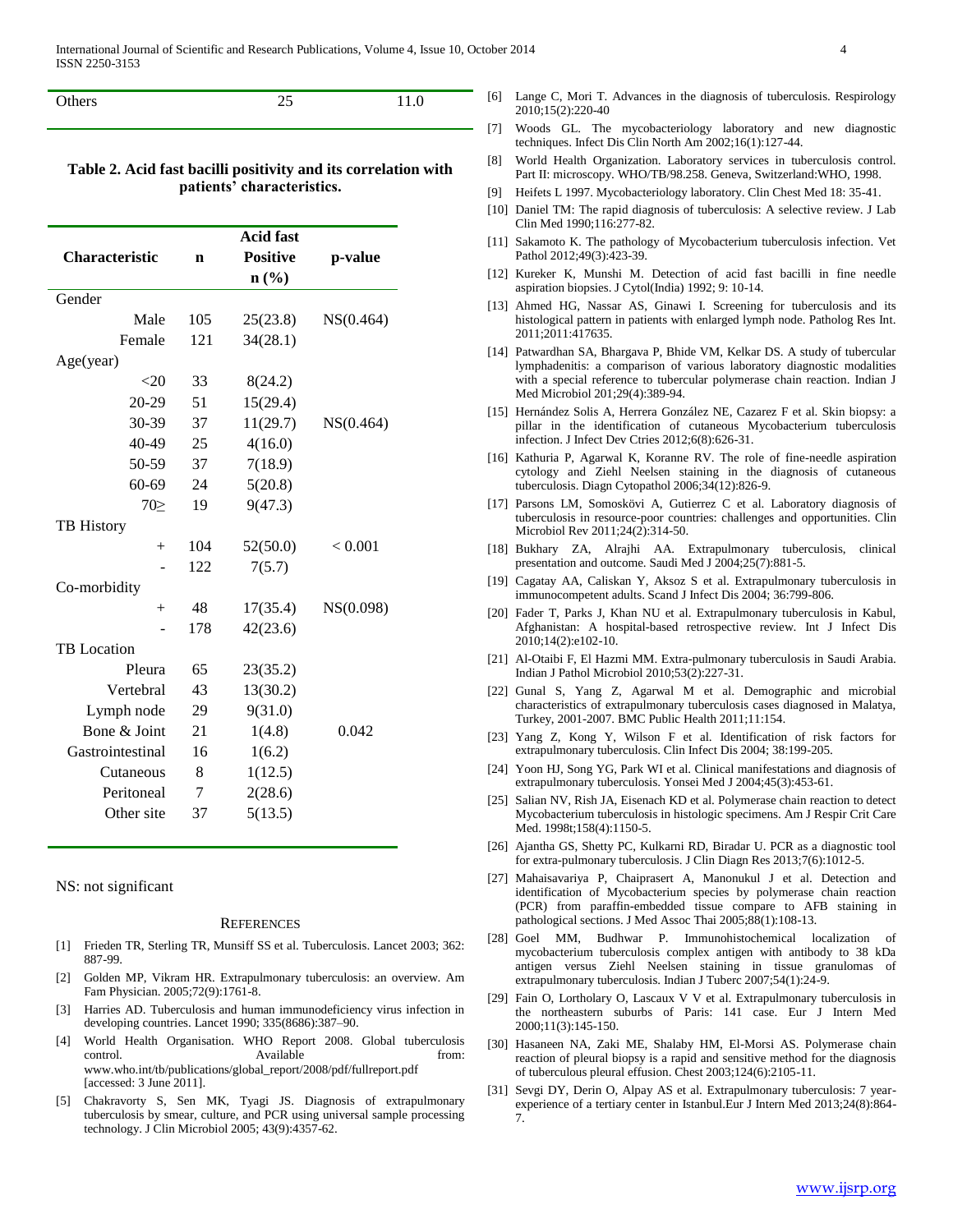| Others | 25 | 11.0 |
|---|---|---|

**Table 2. Acid fast bacilli positivity and its correlation with patients' characteristics.**

| Characteristic | n | Acid fast Positive n (%) | p-value |
|---|---|---|---|
| Gender | | | |
| Male | 105 | 25(23.8) | NS(0.464) |
| Female | 121 | 34(28.1) | |
| Age(year) | | | |
| <20 | 33 | 8(24.2) | |
| 20-29 | 51 | 15(29.4) | |
| 30-39 | 37 | 11(29.7) | NS(0.464) |
| 40-49 | 25 | 4(16.0) | |
| 50-59 | 37 | 7(18.9) | |
| 60-69 | 24 | 5(20.8) | |
| 70≥ | 19 | 9(47.3) | |
| TB History | | | |
| + | 104 | 52(50.0) | < 0.001 |
| - | 122 | 7(5.7) | |
| Co-morbidity | | | |
| + | 48 | 17(35.4) | NS(0.098) |
| - | 178 | 42(23.6) | |
| TB Location | | | |
| Pleura | 65 | 23(35.2) | |
| Vertebral | 43 | 13(30.2) | |
| Lymph node | 29 | 9(31.0) | |
| Bone & Joint | 21 | 1(4.8) | 0.042 |
| Gastrointestinal | 16 | 1(6.2) | |
| Cutaneous | 8 | 1(12.5) | |
| Peritoneal | 7 | 2(28.6) | |
| Other site | 37 | 5(13.5) | |

NS: not significant

## References

[1] Frieden TR, Sterling TR, Munsiff SS et al. Tuberculosis. Lancet 2003; 362: 887-99.

[2] Golden MP, Vikram HR. Extrapulmonary tuberculosis: an overview. Am Fam Physician. 2005;72(9):1761-8.

[3] Harries AD. Tuberculosis and human immunodeficiency virus infection in developing countries. Lancet 1990; 335(8686):387–90.

[4] World Health Organisation. WHO Report 2008. Global tuberculosis control. Available from: www.who.int/tb/publications/global_report/2008/pdf/fullreport.pdf [accessed: 3 June 2011].

[5] Chakravorty S, Sen MK, Tyagi JS. Diagnosis of extrapulmonary tuberculosis by smear, culture, and PCR using universal sample processing technology. J Clin Microbiol 2005; 43(9):4357-62.

[6] Lange C, Mori T. Advances in the diagnosis of tuberculosis. Respirology 2010;15(2):220-40

[7] Woods GL. The mycobacteriology laboratory and new diagnostic techniques. Infect Dis Clin North Am 2002;16(1):127-44.

[8] World Health Organization. Laboratory services in tuberculosis control. Part II: microscopy. WHO/TB/98.258. Geneva, Switzerland:WHO, 1998.

[9] Heifets L 1997. Mycobacteriology laboratory. Clin Chest Med 18: 35-41.

[10] Daniel TM: The rapid diagnosis of tuberculosis: A selective review. J Lab Clin Med 1990;116:277-82.

[11] Sakamoto K. The pathology of Mycobacterium tuberculosis infection. Vet Pathol 2012;49(3):423-39.

[12] Kureker K, Munshi M. Detection of acid fast bacilli in fine needle aspiration biopsies. J Cytol(India) 1992; 9: 10-14.

[13] Ahmed HG, Nassar AS, Ginawi I. Screening for tuberculosis and its histological pattern in patients with enlarged lymph node. Patholog Res Int. 2011;2011:417635.

[14] Patwardhan SA, Bhargava P, Bhide VM, Kelkar DS. A study of tubercular lymphadenitis: a comparison of various laboratory diagnostic modalities with a special reference to tubercular polymerase chain reaction. Indian J Med Microbiol 201;29(4):389-94.

[15] Hernández Solis A, Herrera González NE, Cazarez F et al. Skin biopsy: a pillar in the identification of cutaneous Mycobacterium tuberculosis infection. J Infect Dev Ctries 2012;6(8):626-31.

[16] Kathuria P, Agarwal K, Koranne RV. The role of fine-needle aspiration cytology and Ziehl Neelsen staining in the diagnosis of cutaneous tuberculosis. Diagn Cytopathol 2006;34(12):826-9.

[17] Parsons LM, Somoskövi A, Gutierrez C et al. Laboratory diagnosis of tuberculosis in resource-poor countries: challenges and opportunities. Clin Microbiol Rev 2011;24(2):314-50.

[18] Bukhary ZA, Alrajhi AA. Extrapulmonary tuberculosis, clinical presentation and outcome. Saudi Med J 2004;25(7):881-5.

[19] Cagatay AA, Caliskan Y, Aksoz S et al. Extrapulmonary tuberculosis in immunocompetent adults. Scand J Infect Dis 2004; 36:799-806.

[20] Fader T, Parks J, Khan NU et al. Extrapulmonary tuberculosis in Kabul, Afghanistan: A hospital-based retrospective review. Int J Infect Dis 2010;14(2):e102-10.

[21] Al-Otaibi F, El Hazmi MM. Extra-pulmonary tuberculosis in Saudi Arabia. Indian J Pathol Microbiol 2010;53(2):227-31.

[22] Gunal S, Yang Z, Agarwal M et al. Demographic and microbial characteristics of extrapulmonary tuberculosis cases diagnosed in Malatya, Turkey, 2001-2007. BMC Public Health 2011;11:154.

[23] Yang Z, Kong Y, Wilson F et al. Identification of risk factors for extrapulmonary tuberculosis. Clin Infect Dis 2004; 38:199-205.

[24] Yoon HJ, Song YG, Park WI et al. Clinical manifestations and diagnosis of extrapulmonary tuberculosis. Yonsei Med J 2004;45(3):453-61.

[25] Salian NV, Rish JA, Eisenach KD et al. Polymerase chain reaction to detect Mycobacterium tuberculosis in histologic specimens. Am J Respir Crit Care Med. 1998t;158(4):1150-5.

[26] Ajantha GS, Shetty PC, Kulkarni RD, Biradar U. PCR as a diagnostic tool for extra-pulmonary tuberculosis. J Clin Diagn Res 2013;7(6):1012-5.

[27] Mahaisavariya P, Chaiprasert A, Manonukul J et al. Detection and identification of Mycobacterium species by polymerase chain reaction (PCR) from paraffin-embedded tissue compare to AFB staining in pathological sections. J Med Assoc Thai 2005;88(1):108-13.

[28] Goel MM, Budhwar P. Immunohistochemical localization of mycobacterium tuberculosis complex antigen with antibody to 38 kDa antigen versus Ziehl Neelsen staining in tissue granulomas of extrapulmonary tuberculosis. Indian J Tuberc 2007;54(1):24-9.

[29] Fain O, Lortholary O, Lascaux V V et al. Extrapulmonary tuberculosis in the northeastern suburbs of Paris: 141 case. Eur J Intern Med 2000;11(3):145-150.

[30] Hasaneen NA, Zaki ME, Shalaby HM, El-Morsi AS. Polymerase chain reaction of pleural biopsy is a rapid and sensitive method for the diagnosis of tuberculous pleural effusion. Chest 2003;124(6):2105-11.

[31] Sevgi DY, Derin O, Alpay AS et al. Extrapulmonary tuberculosis: 7 year-experience of a tertiary center in Istanbul.Eur J Intern Med 2013;24(8):864-7.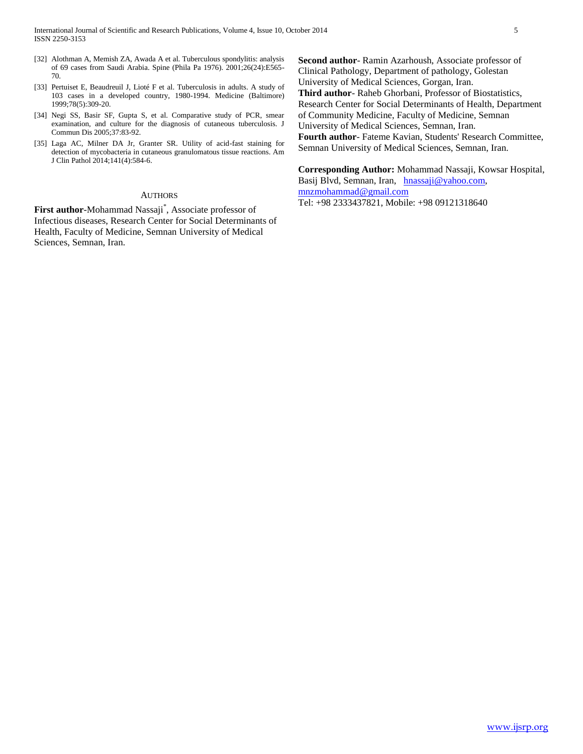[32] Alothman A, Memish ZA, Awada A et al. Tuberculous spondylitis: analysis of 69 cases from Saudi Arabia. Spine (Phila Pa 1976). 2001;26(24):E565-70.

[33] Pertuiset E, Beaudreuil J, Lioté F et al. Tuberculosis in adults. A study of 103 cases in a developed country, 1980-1994. Medicine (Baltimore) 1999;78(5):309-20.

[34] Negi SS, Basir SF, Gupta S, et al. Comparative study of PCR, smear examination, and culture for the diagnosis of cutaneous tuberculosis. J Commun Dis 2005;37:83-92.

[35] Laga AC, Milner DA Jr, Granter SR. Utility of acid-fast staining for detection of mycobacteria in cutaneous granulomatous tissue reactions. Am J Clin Pathol 2014;141(4):584-6.

## AUTHORS

**First author**-Mohammad Nassaji*, Associate professor of Infectious diseases, Research Center for Social Determinants of Health, Faculty of Medicine, Semnan University of Medical Sciences, Semnan, Iran.

**Second author**- Ramin Azarhoush, Associate professor of Clinical Pathology, Department of pathology, Golestan University of Medical Sciences, Gorgan, Iran.

**Third author**- Raheb Ghorbani, Professor of Biostatistics, Research Center for Social Determinants of Health, Department of Community Medicine, Faculty of Medicine, Semnan University of Medical Sciences, Semnan, Iran.

**Fourth author**- Fateme Kavian, Students' Research Committee, Semnan University of Medical Sciences, Semnan, Iran.

**Corresponding Author:** Mohammad Nassaji, Kowsar Hospital, Basij Blvd, Semnan, Iran, hnassaji@yahoo.com, mnzmohammad@gmail.com
Tel: +98 2333437821, Mobile: +98 09121318640